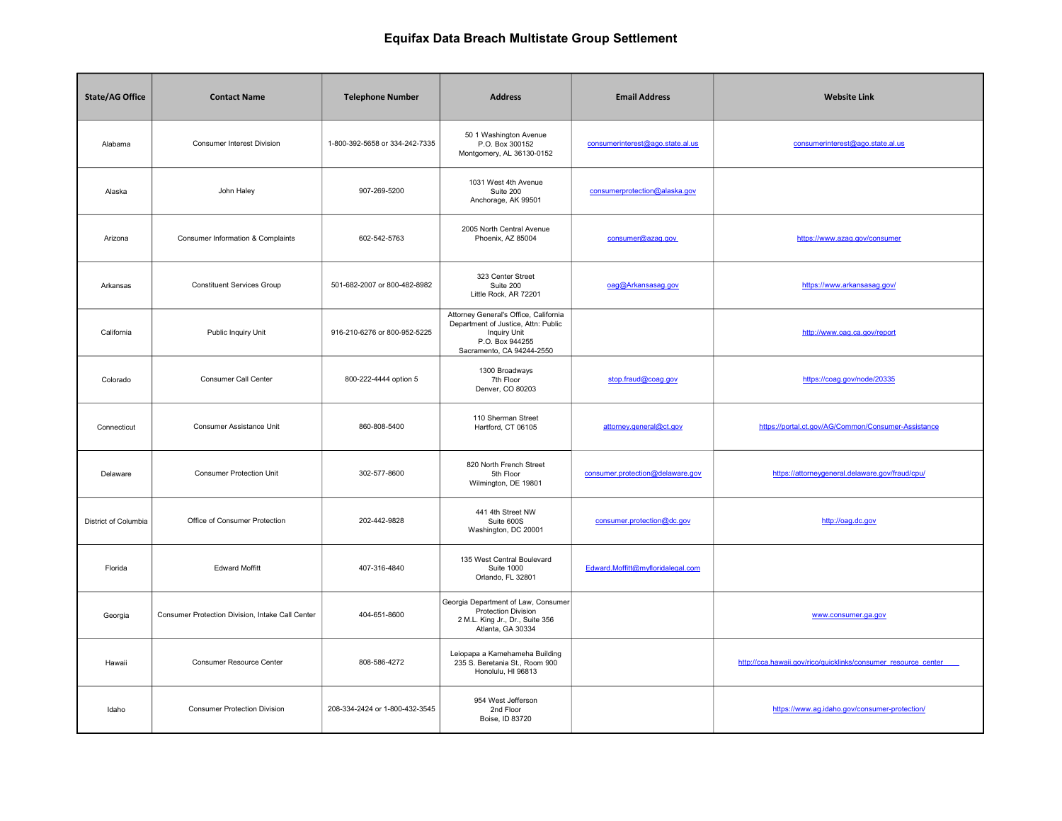# Equifax Data Breach Multistate Group Settlement

| State/AG Office | Contact Name | Telephone Number | Address | Email Address | Website Link |
|---|---|---|---|---|---|
| Alabama | Consumer Interest Division | 1-800-392-5658 or 334-242-7335 | 50 1 Washington Avenue<br>P.O. Box 300152<br>Montgomery, AL 36130-0152 | consumerinterest@ago.state.al.us | consumerinterest@ago.state.al.us |
| Alaska | John Haley | 907-269-5200 | 1031 West 4th Avenue<br>Suite 200<br>Anchorage, AK 99501 | consumerprotection@alaska.gov | |
| Arizona | Consumer Information & Complaints | 602-542-5763 | 2005 North Central Avenue<br>Phoenix, AZ 85004 | consumer@azag.gov | https://www.azag.gov/consumer |
| Arkansas | Constituent Services Group | 501-682-2007 or 800-482-8982 | 323 Center Street<br>Suite 200<br>Little Rock, AR 72201 | oag@Arkansasag.gov | https://www.arkansasag.gov/ |
| California | Public Inquiry Unit | 916-210-6276 or 800-952-5225 | Attorney General's Office, California Department of Justice, Attn: Public Inquiry Unit<br>P.O. Box 944255<br>Sacramento, CA 94244-2550 | | http://www.oag.ca.gov/report |
| Colorado | Consumer Call Center | 800-222-4444 option 5 | 1300 Broadways<br>7th Floor<br>Denver, CO 80203 | stop.fraud@coag.gov | https://coag.gov/node/20335 |
| Connecticut | Consumer Assistance Unit | 860-808-5400 | 110 Sherman Street<br>Hartford, CT 06105 | attorney.general@ct.gov | https://portal.ct.gov/AG/Common/Consumer-Assistance |
| Delaware | Consumer Protection Unit | 302-577-8600 | 820 North French Street<br>5th Floor<br>Wilmington, DE 19801 | consumer.protection@delaware.gov | https://attorneygeneral.delaware.gov/fraud/cpu/ |
| District of Columbia | Office of Consumer Protection | 202-442-9828 | 441 4th Street NW<br>Suite 600S<br>Washington, DC 20001 | consumer.protection@dc.gov | http://oag.dc.gov |
| Florida | Edward Moffitt | 407-316-4840 | 135 West Central Boulevard<br>Suite 1000<br>Orlando, FL 32801 | Edward.Moffitt@myfloridalegal.com | |
| Georgia | Consumer Protection Division, Intake Call Center | 404-651-8600 | Georgia Department of Law, Consumer Protection Division<br>2 M.L. King Jr., Dr., Suite 356<br>Atlanta, GA 30334 | | www.consumer.ga.gov |
| Hawaii | Consumer Resource Center | 808-586-4272 | Leiopapa a Kamehameha Building<br>235 S. Beretania St., Room 900<br>Honolulu, HI 96813 | | http://cca.hawaii.gov/rico/quicklinks/consumer_resource_center |
| Idaho | Consumer Protection Division | 208-334-2424 or 1-800-432-3545 | 954 West Jefferson<br>2nd Floor<br>Boise, ID 83720 | | https://www.ag.idaho.gov/consumer-protection/ |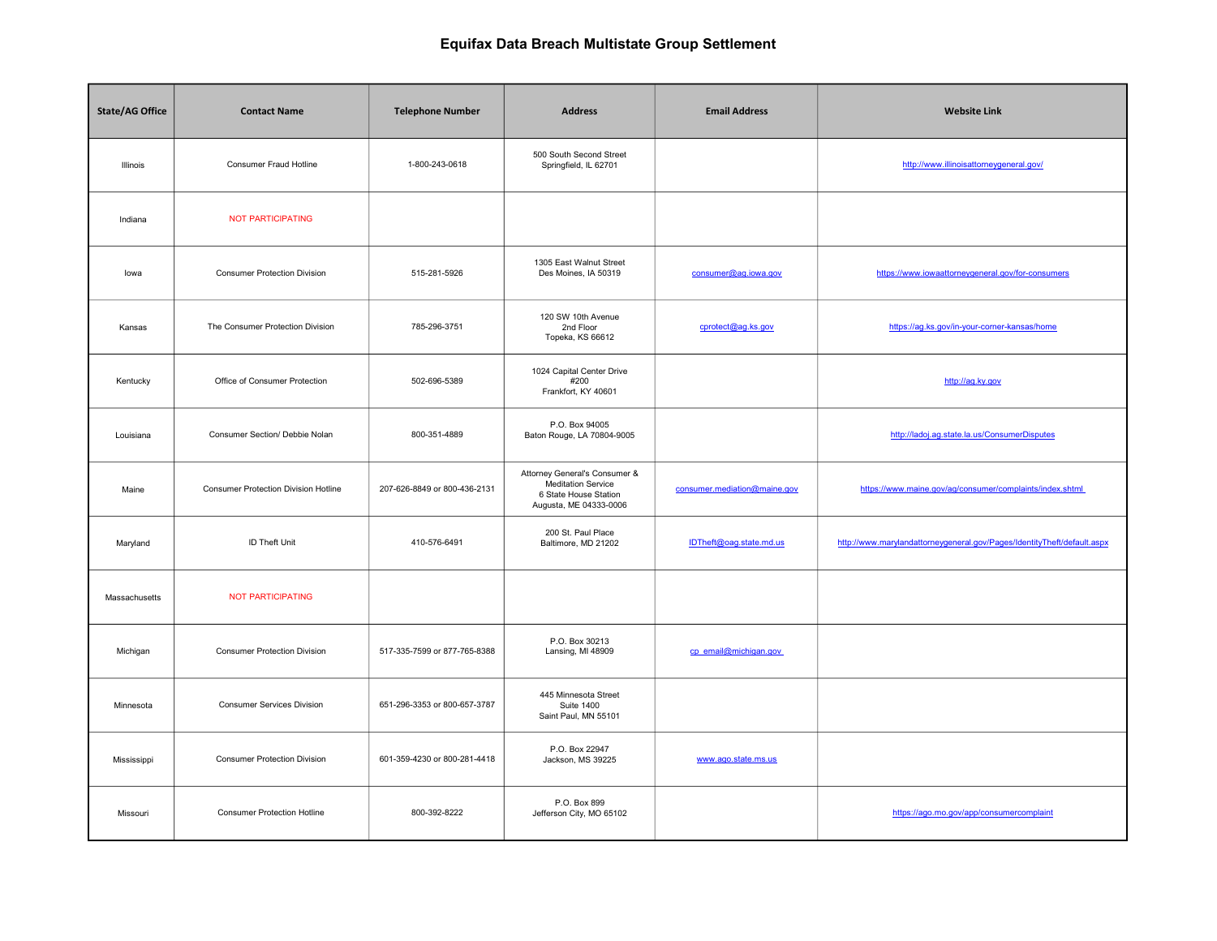# Equifax Data Breach Multistate Group Settlement

| State/AG Office | Contact Name | Telephone Number | Address | Email Address | Website Link |
|---|---|---|---|---|---|
| Illinois | Consumer Fraud Hotline | 1-800-243-0618 | 500 South Second Street<br>Springfield, IL 62701 | | http://www.illinoisattorneygeneral.gov/ |
| Indiana | NOT PARTICIPATING | | | | |
| Iowa | Consumer Protection Division | 515-281-5926 | 1305 East Walnut Street<br>Des Moines, IA 50319 | consumer@ag.iowa.gov | https://www.iowaattorneygeneral.gov/for-consumers |
| Kansas | The Consumer Protection Division | 785-296-3751 | 120 SW 10th Avenue<br>2nd Floor<br>Topeka, KS 66612 | cprotect@ag.ks.gov | https://ag.ks.gov/in-your-corner-kansas/home |
| Kentucky | Office of Consumer Protection | 502-696-5389 | 1024 Capital Center Drive<br>#200<br>Frankfort, KY 40601 | | http://ag.ky.gov |
| Louisiana | Consumer Section/ Debbie Nolan | 800-351-4889 | P.O. Box 94005<br>Baton Rouge, LA 70804-9005 | | http://ladoj.ag.state.la.us/ConsumerDisputes |
| Maine | Consumer Protection Division Hotline | 207-626-8849 or 800-436-2131 | Attorney General's Consumer & Meditation Service<br>6 State House Station<br>Augusta, ME 04333-0006 | consumer.mediation@maine.gov | https://www.maine.gov/ag/consumer/complaints/index.shtml |
| Maryland | ID Theft Unit | 410-576-6491 | 200 St. Paul Place<br>Baltimore, MD 21202 | IDTheft@oag.state.md.us | http://www.marylandattorneygeneral.gov/Pages/IdentityTheft/default.aspx |
| Massachusetts | NOT PARTICIPATING | | | | |
| Michigan | Consumer Protection Division | 517-335-7599 or 877-765-8388 | P.O. Box 30213<br>Lansing, MI 48909 | cp_email@michigan.gov | |
| Minnesota | Consumer Services Division | 651-296-3353 or 800-657-3787 | 445 Minnesota Street<br>Suite 1400<br>Saint Paul, MN 55101 | | |
| Mississippi | Consumer Protection Division | 601-359-4230 or 800-281-4418 | P.O. Box 22947<br>Jackson, MS 39225 | www.ago.state.ms.us | |
| Missouri | Consumer Protection Hotline | 800-392-8222 | P.O. Box 899<br>Jefferson City, MO 65102 | | https://ago.mo.gov/app/consumercomplaint |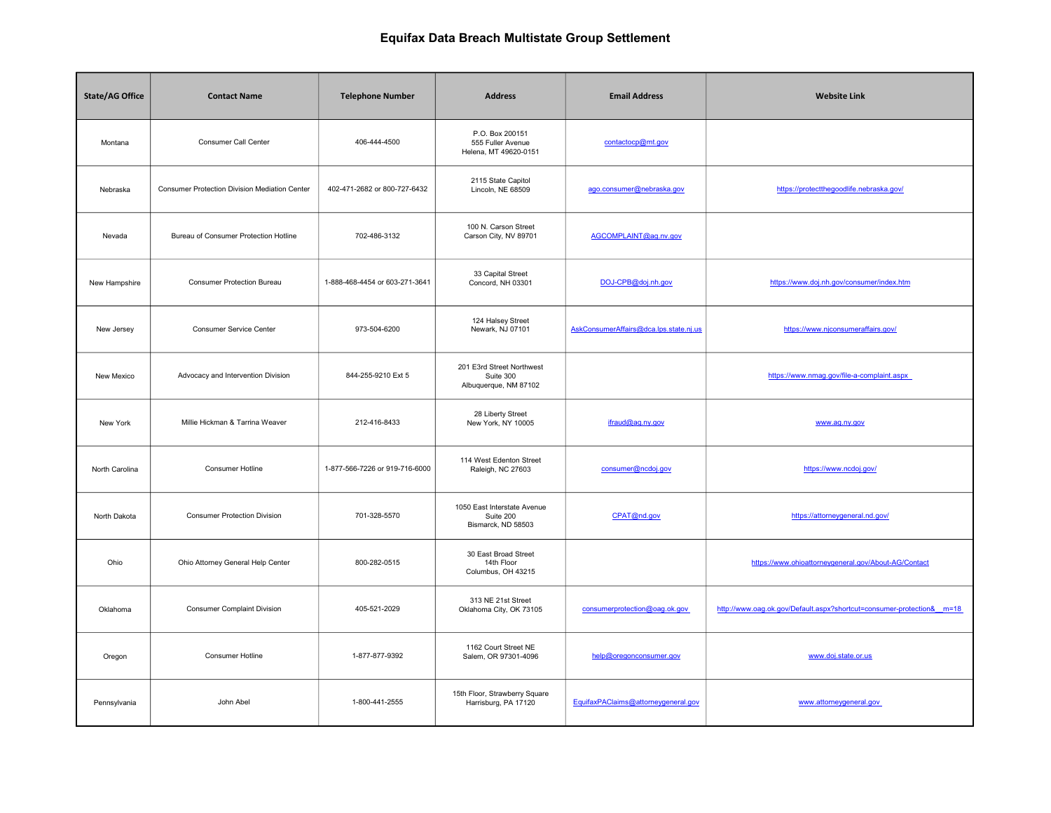# Equifax Data Breach Multistate Group Settlement

| State/AG Office | Contact Name | Telephone Number | Address | Email Address | Website Link |
|---|---|---|---|---|---|
| Montana | Consumer Call Center | 406-444-4500 | P.O. Box 200151<br>555 Fuller Avenue<br>Helena, MT 49620-0151 | contactocp@mt.gov | |
| Nebraska | Consumer Protection Division Mediation Center | 402-471-2682 or 800-727-6432 | 2115 State Capitol<br>Lincoln, NE 68509 | ago.consumer@nebraska.gov | https://protectthegoodlife.nebraska.gov/ |
| Nevada | Bureau of Consumer Protection Hotline | 702-486-3132 | 100 N. Carson Street<br>Carson City, NV 89701 | AGCOMPLAINT@ag.nv.gov | |
| New Hampshire | Consumer Protection Bureau | 1-888-468-4454 or 603-271-3641 | 33 Capital Street<br>Concord, NH 03301 | DOJ-CPB@doj.nh.gov | https://www.doj.nh.gov/consumer/index.htm |
| New Jersey | Consumer Service Center | 973-504-6200 | 124 Halsey Street<br>Newark, NJ 07101 | AskConsumerAffairs@dca.lps.state.nj.us | https://www.njconsumeraffairs.gov/ |
| New Mexico | Advocacy and Intervention Division | 844-255-9210 Ext 5 | 201 E3rd Street Northwest<br>Suite 300<br>Albuquerque, NM 87102 | | https://www.nmag.gov/file-a-complaint.aspx |
| New York | Millie Hickman & Tarrina Weaver | 212-416-8433 | 28 Liberty Street<br>New York, NY 10005 | ifraud@ag.ny.gov | www.ag.ny.gov |
| North Carolina | Consumer Hotline | 1-877-566-7226 or 919-716-6000 | 114 West Edenton Street<br>Raleigh, NC 27603 | consumer@ncdoj.gov | https://www.ncdoj.gov/ |
| North Dakota | Consumer Protection Division | 701-328-5570 | 1050 East Interstate Avenue<br>Suite 200<br>Bismarck, ND 58503 | CPAT@nd.gov | https://attorneygeneral.nd.gov/ |
| Ohio | Ohio Attorney General Help Center | 800-282-0515 | 30 East Broad Street<br>14th Floor<br>Columbus, OH 43215 | | https://www.ohioattorneygeneral.gov/About-AG/Contact |
| Oklahoma | Consumer Complaint Division | 405-521-2029 | 313 NE 21st Street<br>Oklahoma City, OK 73105 | consumerprotection@oag.ok.gov | http://www.oag.ok.gov/Default.aspx?shortcut=consumer-protection&__m=18 |
| Oregon | Consumer Hotline | 1-877-877-9392 | 1162 Court Street NE<br>Salem, OR 97301-4096 | help@oregonconsumer.gov | www.doj.state.or.us |
| Pennsylvania | John Abel | 1-800-441-2555 | 15th Floor, Strawberry Square<br>Harrisburg, PA 17120 | EquifaxPAClaims@attorneygeneral.gov | www.attorneygeneral.gov |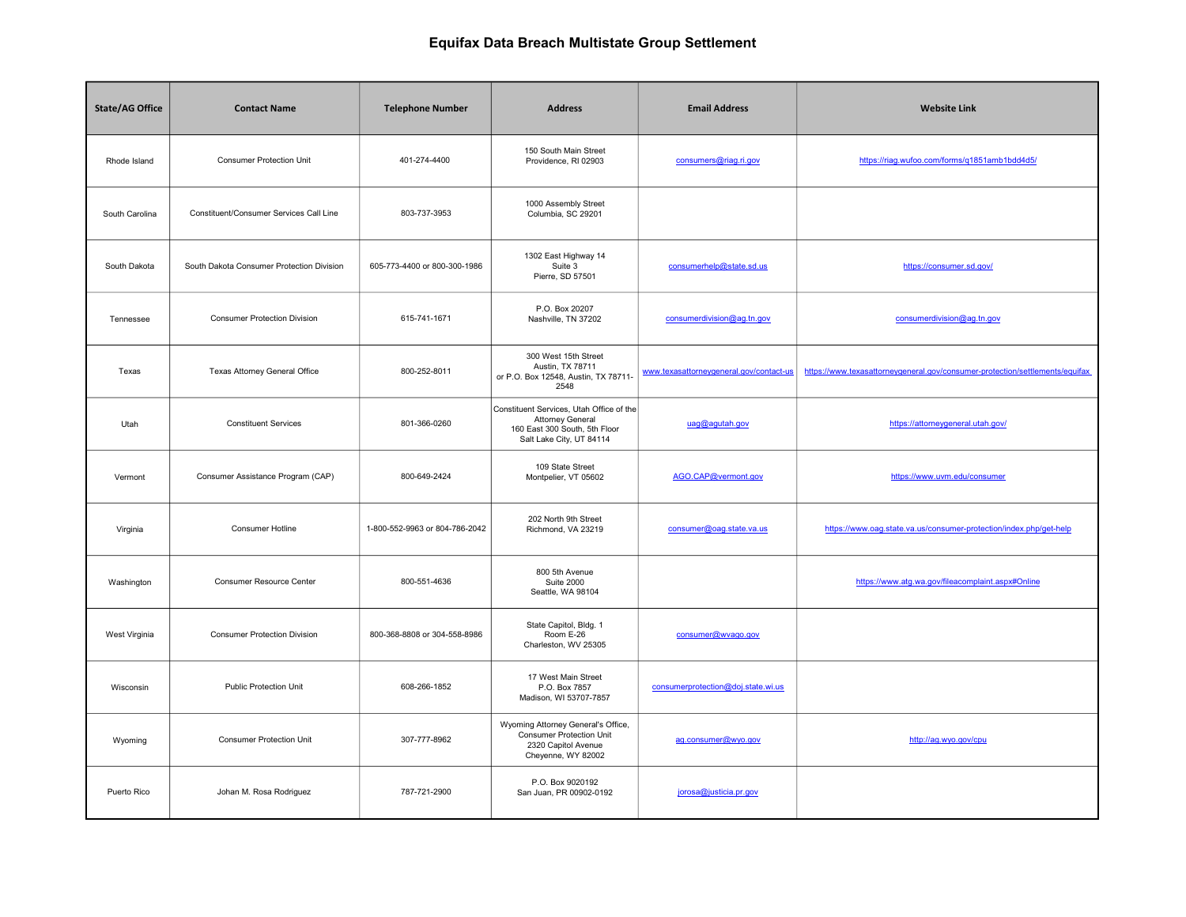# Equifax Data Breach Multistate Group Settlement

| State/AG Office | Contact Name | Telephone Number | Address | Email Address | Website Link |
| --- | --- | --- | --- | --- | --- |
| Rhode Island | Consumer Protection Unit | 401-274-4400 | 150 South Main Street<br>Providence, RI 02903 | consumers@riag.ri.gov | https://riag.wufoo.com/forms/q1851amb1bdd4d5/ |
| South Carolina | Constituent/Consumer Services Call Line | 803-737-3953 | 1000 Assembly Street<br>Columbia, SC 29201 | | |
| South Dakota | South Dakota Consumer Protection Division | 605-773-4400 or 800-300-1986 | 1302 East Highway 14<br>Suite 3<br>Pierre, SD 57501 | consumerhelp@state.sd.us | https://consumer.sd.gov/ |
| Tennessee | Consumer Protection Division | 615-741-1671 | P.O. Box 20207<br>Nashville, TN 37202 | consumerdivision@ag.tn.gov | consumerdivision@ag.tn.gov |
| Texas | Texas Attorney General Office | 800-252-8011 | 300 West 15th Street<br>Austin, TX 78711<br>or P.O. Box 12548, Austin, TX 78711-2548 | www.texasattorneygeneral.gov/contact-us | https://www.texasattorneygeneral.gov/consumer-protection/settlements/equifax |
| Utah | Constituent Services | 801-366-0260 | Constituent Services, Utah Office of the Attorney General<br>160 East 300 South, 5th Floor<br>Salt Lake City, UT 84114 | uag@agutah.gov | https://attorneygeneral.utah.gov/ |
| Vermont | Consumer Assistance Program (CAP) | 800-649-2424 | 109 State Street<br>Montpelier, VT 05602 | AGO.CAP@vermont.gov | https://www.uvm.edu/consumer |
| Virginia | Consumer Hotline | 1-800-552-9963 or 804-786-2042 | 202 North 9th Street<br>Richmond, VA 23219 | consumer@oag.state.va.us | https://www.oag.state.va.us/consumer-protection/index.php/get-help |
| Washington | Consumer Resource Center | 800-551-4636 | 800 5th Avenue<br>Suite 2000<br>Seattle, WA 98104 | | https://www.atg.wa.gov/fileacomplaint.aspx#Online |
| West Virginia | Consumer Protection Division | 800-368-8808 or 304-558-8986 | State Capitol, Bldg. 1<br>Room E-26<br>Charleston, WV 25305 | consumer@wvago.gov | |
| Wisconsin | Public Protection Unit | 608-266-1852 | 17 West Main Street<br>P.O. Box 7857<br>Madison, WI 53707-7857 | consumerprotection@doj.state.wi.us | |
| Wyoming | Consumer Protection Unit | 307-777-8962 | Wyoming Attorney General's Office, Consumer Protection Unit<br>2320 Capitol Avenue<br>Cheyenne, WY 82002 | ag.consumer@wyo.gov | http://ag.wyo.gov/cpu |
| Puerto Rico | Johan M. Rosa Rodriguez | 787-721-2900 | P.O. Box 9020192<br>San Juan, PR 00902-0192 | jorosa@justicia.pr.gov | |